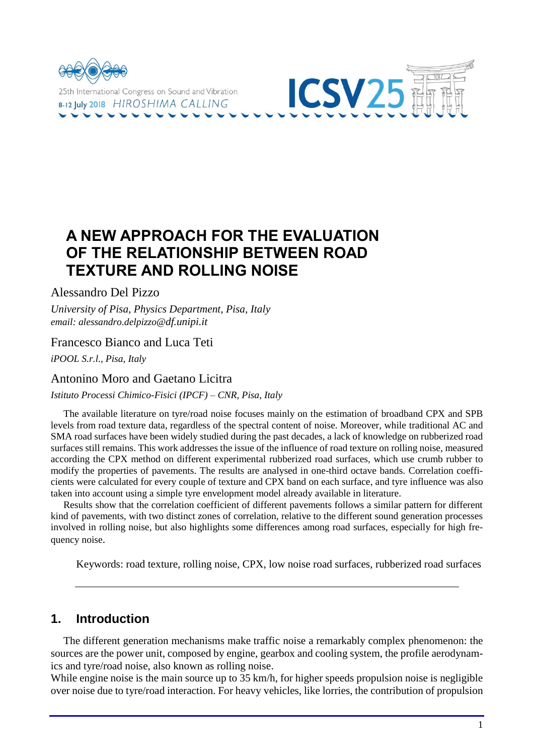# A NEW APPROACH FOR THE EVALUATION OF THE RELATIONSHIP BETWEEN ROAD TEXTURE AND ROLLING NOISE

Alessandro Del Pizzo

*University of Pisa, Physics Department, Pisa, Italy*
*email: alessandro.delpizzo@df.unipi.it*

Francesco Bianco and Luca Teti

*iPOOL S.r.l., Pisa, Italy*

Antonino Moro and Gaetano Licitra

*Istituto Processi Chimico-Fisici (IPCF) – CNR, Pisa, Italy*

The available literature on tyre/road noise focuses mainly on the estimation of broadband CPX and SPB levels from road texture data, regardless of the spectral content of noise. Moreover, while traditional AC and SMA road surfaces have been widely studied during the past decades, a lack of knowledge on rubberized road surfaces still remains. This work addresses the issue of the influence of road texture on rolling noise, measured according the CPX method on different experimental rubberized road surfaces, which use crumb rubber to modify the properties of pavements. The results are analysed in one-third octave bands. Correlation coefficients were calculated for every couple of texture and CPX band on each surface, and tyre influence was also taken into account using a simple tyre envelopment model already available in literature.

Results show that the correlation coefficient of different pavements follows a similar pattern for different kind of pavements, with two distinct zones of correlation, relative to the different sound generation processes involved in rolling noise, but also highlights some differences among road surfaces, especially for high frequency noise.

Keywords: road texture, rolling noise, CPX, low noise road surfaces, rubberized road surfaces

## 1. Introduction

The different generation mechanisms make traffic noise a remarkably complex phenomenon: the sources are the power unit, composed by engine, gearbox and cooling system, the profile aerodynamics and tyre/road noise, also known as rolling noise.

While engine noise is the main source up to 35 km/h, for higher speeds propulsion noise is negligible over noise due to tyre/road interaction. For heavy vehicles, like lorries, the contribution of propulsion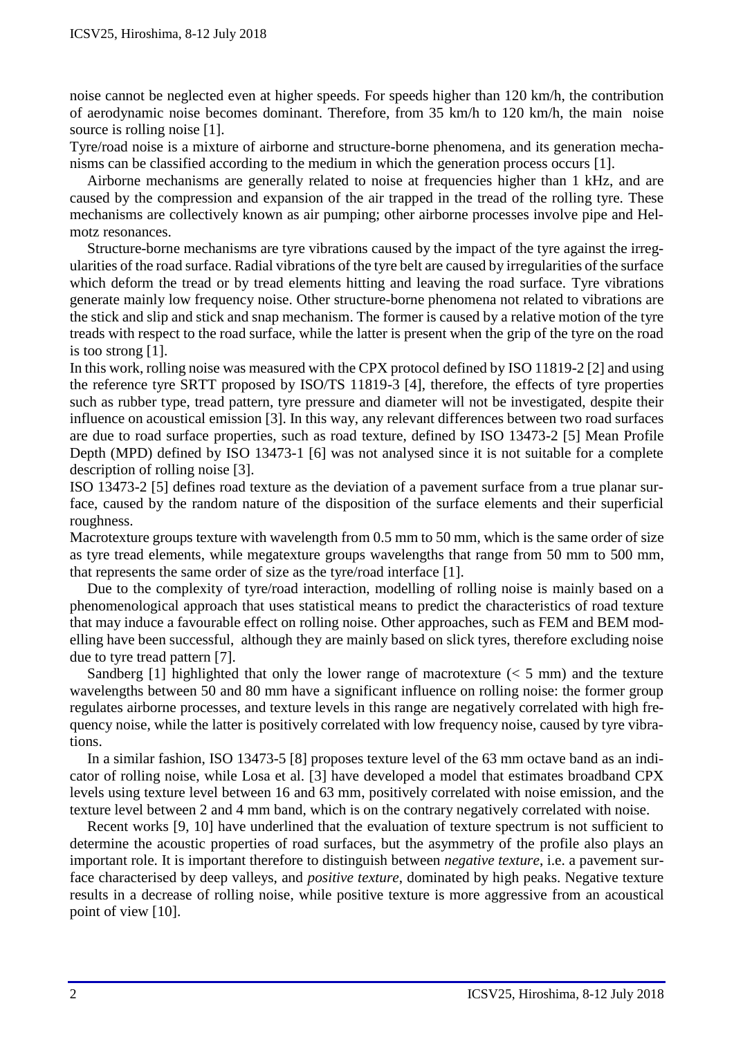noise cannot be neglected even at higher speeds. For speeds higher than 120 km/h, the contribution of aerodynamic noise becomes dominant. Therefore, from 35 km/h to 120 km/h, the main noise source is rolling noise [1].

Tyre/road noise is a mixture of airborne and structure-borne phenomena, and its generation mechanisms can be classified according to the medium in which the generation process occurs [1].

Airborne mechanisms are generally related to noise at frequencies higher than 1 kHz, and are caused by the compression and expansion of the air trapped in the tread of the rolling tyre. These mechanisms are collectively known as air pumping; other airborne processes involve pipe and Helmotz resonances.

Structure-borne mechanisms are tyre vibrations caused by the impact of the tyre against the irregularities of the road surface. Radial vibrations of the tyre belt are caused by irregularities of the surface which deform the tread or by tread elements hitting and leaving the road surface. Tyre vibrations generate mainly low frequency noise. Other structure-borne phenomena not related to vibrations are the stick and slip and stick and snap mechanism. The former is caused by a relative motion of the tyre treads with respect to the road surface, while the latter is present when the grip of the tyre on the road is too strong [1].

In this work, rolling noise was measured with the CPX protocol defined by ISO 11819-2 [2] and using the reference tyre SRTT proposed by ISO/TS 11819-3 [4], therefore, the effects of tyre properties such as rubber type, tread pattern, tyre pressure and diameter will not be investigated, despite their influence on acoustical emission [3]. In this way, any relevant differences between two road surfaces are due to road surface properties, such as road texture, defined by ISO 13473-2 [5] Mean Profile Depth (MPD) defined by ISO 13473-1 [6] was not analysed since it is not suitable for a complete description of rolling noise [3].

ISO 13473-2 [5] defines road texture as the deviation of a pavement surface from a true planar surface, caused by the random nature of the disposition of the surface elements and their superficial roughness.

Macrotexture groups texture with wavelength from 0.5 mm to 50 mm, which is the same order of size as tyre tread elements, while megatexture groups wavelengths that range from 50 mm to 500 mm, that represents the same order of size as the tyre/road interface [1].

Due to the complexity of tyre/road interaction, modelling of rolling noise is mainly based on a phenomenological approach that uses statistical means to predict the characteristics of road texture that may induce a favourable effect on rolling noise. Other approaches, such as FEM and BEM modelling have been successful, although they are mainly based on slick tyres, therefore excluding noise due to tyre tread pattern [7].

Sandberg [1] highlighted that only the lower range of macrotexture (< 5 mm) and the texture wavelengths between 50 and 80 mm have a significant influence on rolling noise: the former group regulates airborne processes, and texture levels in this range are negatively correlated with high frequency noise, while the latter is positively correlated with low frequency noise, caused by tyre vibrations.

In a similar fashion, ISO 13473-5 [8] proposes texture level of the 63 mm octave band as an indicator of rolling noise, while Losa et al. [3] have developed a model that estimates broadband CPX levels using texture level between 16 and 63 mm, positively correlated with noise emission, and the texture level between 2 and 4 mm band, which is on the contrary negatively correlated with noise.

Recent works [9, 10] have underlined that the evaluation of texture spectrum is not sufficient to determine the acoustic properties of road surfaces, but the asymmetry of the profile also plays an important role. It is important therefore to distinguish between *negative texture*, i.e. a pavement surface characterised by deep valleys, and *positive texture*, dominated by high peaks. Negative texture results in a decrease of rolling noise, while positive texture is more aggressive from an acoustical point of view [10].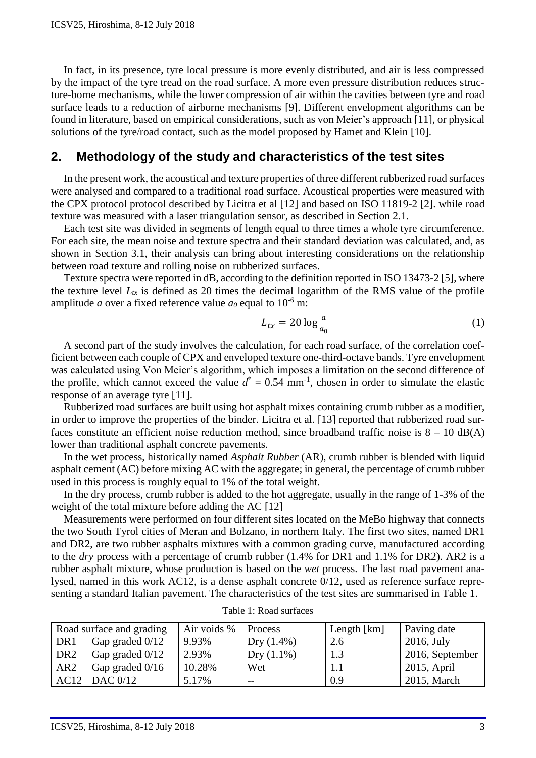In fact, in its presence, tyre local pressure is more evenly distributed, and air is less compressed by the impact of the tyre tread on the road surface. A more even pressure distribution reduces structure-borne mechanisms, while the lower compression of air within the cavities between tyre and road surface leads to a reduction of airborne mechanisms [9]. Different envelopment algorithms can be found in literature, based on empirical considerations, such as von Meier's approach [11], or physical solutions of the tyre/road contact, such as the model proposed by Hamet and Klein [10].

## 2. Methodology of the study and characteristics of the test sites

In the present work, the acoustical and texture properties of three different rubberized road surfaces were analysed and compared to a traditional road surface. Acoustical properties were measured with the CPX protocol protocol described by Licitra et al [12] and based on ISO 11819-2 [2]. while road texture was measured with a laser triangulation sensor, as described in Section 2.1.

Each test site was divided in segments of length equal to three times a whole tyre circumference. For each site, the mean noise and texture spectra and their standard deviation was calculated, and, as shown in Section 3.1, their analysis can bring about interesting considerations on the relationship between road texture and rolling noise on rubberized surfaces.

Texture spectra were reported in dB, according to the definition reported in ISO 13473-2 [5], where the texture level $L_{tx}$ is defined as 20 times the decimal logarithm of the RMS value of the profile amplitude $a$ over a fixed reference value $a_0$ equal to $10^{-6}$ m:

$$L_{tx} = 20 \log \frac{a}{a_0} \tag{1}$$

A second part of the study involves the calculation, for each road surface, of the correlation coefficient between each couple of CPX and enveloped texture one-third-octave bands. Tyre envelopment was calculated using Von Meier's algorithm, which imposes a limitation on the second difference of the profile, which cannot exceed the value $d^* = 0.54$ mm$^{-1}$, chosen in order to simulate the elastic response of an average tyre [11].

Rubberized road surfaces are built using hot asphalt mixes containing crumb rubber as a modifier, in order to improve the properties of the binder. Licitra et al. [13] reported that rubberized road surfaces constitute an efficient noise reduction method, since broadband traffic noise is 8 – 10 dB(A) lower than traditional asphalt concrete pavements.

In the wet process, historically named *Asphalt Rubber* (AR), crumb rubber is blended with liquid asphalt cement (AC) before mixing AC with the aggregate; in general, the percentage of crumb rubber used in this process is roughly equal to 1% of the total weight.

In the dry process, crumb rubber is added to the hot aggregate, usually in the range of 1-3% of the weight of the total mixture before adding the AC [12]

Measurements were performed on four different sites located on the MeBo highway that connects the two South Tyrol cities of Meran and Bolzano, in northern Italy. The first two sites, named DR1 and DR2, are two rubber asphalts mixtures with a common grading curve, manufactured according to the *dry* process with a percentage of crumb rubber (1.4% for DR1 and 1.1% for DR2). AR2 is a rubber asphalt mixture, whose production is based on the *wet* process. The last road pavement analysed, named in this work AC12, is a dense asphalt concrete 0/12, used as reference surface representing a standard Italian pavement. The characteristics of the test sites are summarised in Table 1.

Table 1: Road surfaces

| Road surface and grading | | Air voids % | Process | Length [km] | Paving date |
|---|---|---|---|---|---|
| DR1 | Gap graded 0/12 | 9.93% | Dry (1.4%) | 2.6 | 2016, July |
| DR2 | Gap graded 0/12 | 2.93% | Dry (1.1%) | 1.3 | 2016, September |
| AR2 | Gap graded 0/16 | 10.28% | Wet | 1.1 | 2015, April |
| AC12 | DAC 0/12 | 5.17% | -- | 0.9 | 2015, March |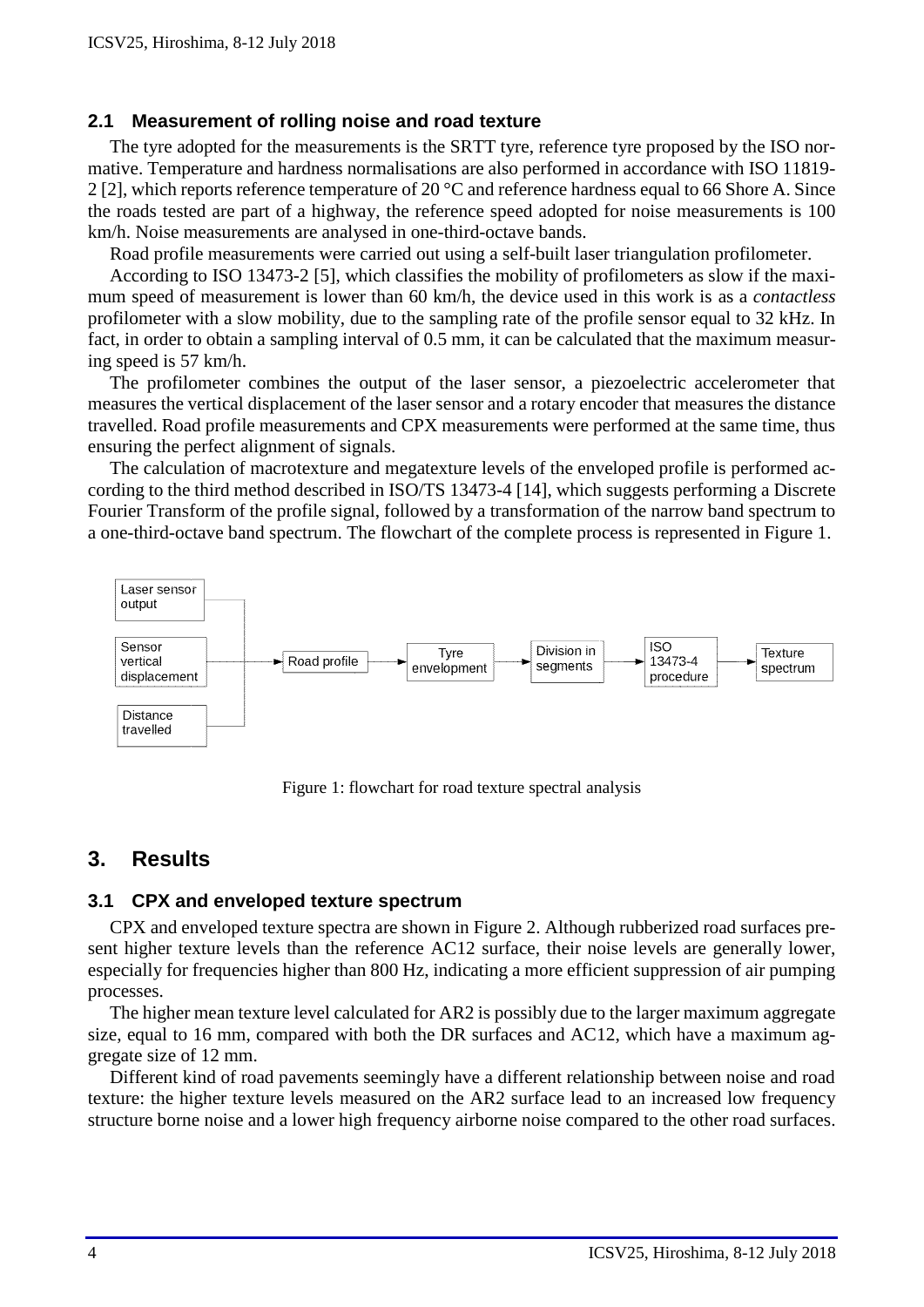### 2.1 Measurement of rolling noise and road texture

The tyre adopted for the measurements is the SRTT tyre, reference tyre proposed by the ISO normative. Temperature and hardness normalisations are also performed in accordance with ISO 11819-2 [2], which reports reference temperature of 20 °C and reference hardness equal to 66 Shore A. Since the roads tested are part of a highway, the reference speed adopted for noise measurements is 100 km/h. Noise measurements are analysed in one-third-octave bands.

Road profile measurements were carried out using a self-built laser triangulation profilometer.

According to ISO 13473-2 [5], which classifies the mobility of profilometers as slow if the maximum speed of measurement is lower than 60 km/h, the device used in this work is as a *contactless* profilometer with a slow mobility, due to the sampling rate of the profile sensor equal to 32 kHz. In fact, in order to obtain a sampling interval of 0.5 mm, it can be calculated that the maximum measuring speed is 57 km/h.

The profilometer combines the output of the laser sensor, a piezoelectric accelerometer that measures the vertical displacement of the laser sensor and a rotary encoder that measures the distance travelled. Road profile measurements and CPX measurements were performed at the same time, thus ensuring the perfect alignment of signals.

The calculation of macrotexture and megatexture levels of the enveloped profile is performed according to the third method described in ISO/TS 13473-4 [14], which suggests performing a Discrete Fourier Transform of the profile signal, followed by a transformation of the narrow band spectrum to a one-third-octave band spectrum. The flowchart of the complete process is represented in Figure 1.

Laser sensor output / Sensor vertical displacement / Distance travelled → Road profile → Tyre envelopment → Division in segments → ISO 13473-4 procedure → Texture spectrum

Figure 1: flowchart for road texture spectral analysis

## 3. Results

### 3.1 CPX and enveloped texture spectrum

CPX and enveloped texture spectra are shown in Figure 2. Although rubberized road surfaces present higher texture levels than the reference AC12 surface, their noise levels are generally lower, especially for frequencies higher than 800 Hz, indicating a more efficient suppression of air pumping processes.

The higher mean texture level calculated for AR2 is possibly due to the larger maximum aggregate size, equal to 16 mm, compared with both the DR surfaces and AC12, which have a maximum aggregate size of 12 mm.

Different kind of road pavements seemingly have a different relationship between noise and road texture: the higher texture levels measured on the AR2 surface lead to an increased low frequency structure borne noise and a lower high frequency airborne noise compared to the other road surfaces.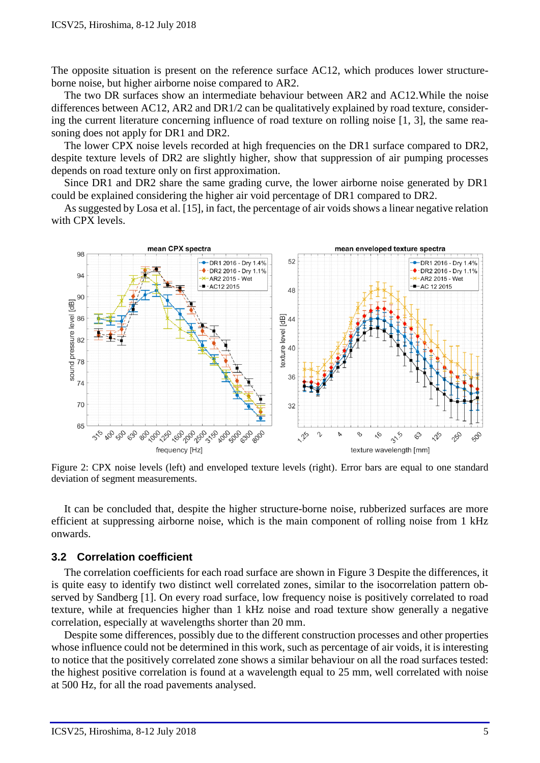The opposite situation is present on the reference surface AC12, which produces lower structure-borne noise, but higher airborne noise compared to AR2.

The two DR surfaces show an intermediate behaviour between AR2 and AC12.While the noise differences between AC12, AR2 and DR1/2 can be qualitatively explained by road texture, considering the current literature concerning influence of road texture on rolling noise [1, 3], the same reasoning does not apply for DR1 and DR2.

The lower CPX noise levels recorded at high frequencies on the DR1 surface compared to DR2, despite texture levels of DR2 are slightly higher, show that suppression of air pumping processes depends on road texture only on first approximation.

Since DR1 and DR2 share the same grading curve, the lower airborne noise generated by DR1 could be explained considering the higher air void percentage of DR1 compared to DR2.

As suggested by Losa et al. [15], in fact, the percentage of air voids shows a linear negative relation with CPX levels.

Figure 2: CPX noise levels (left) and enveloped texture levels (right). Error bars are equal to one standard deviation of segment measurements.

It can be concluded that, despite the higher structure-borne noise, rubberized surfaces are more efficient at suppressing airborne noise, which is the main component of rolling noise from 1 kHz onwards.

## 3.2 Correlation coefficient

The correlation coefficients for each road surface are shown in Figure 3 Despite the differences, it is quite easy to identify two distinct well correlated zones, similar to the isocorrelation pattern observed by Sandberg [1]. On every road surface, low frequency noise is positively correlated to road texture, while at frequencies higher than 1 kHz noise and road texture show generally a negative correlation, especially at wavelengths shorter than 20 mm.

Despite some differences, possibly due to the different construction processes and other properties whose influence could not be determined in this work, such as percentage of air voids, it is interesting to notice that the positively correlated zone shows a similar behaviour on all the road surfaces tested: the highest positive correlation is found at a wavelength equal to 25 mm, well correlated with noise at 500 Hz, for all the road pavements analysed.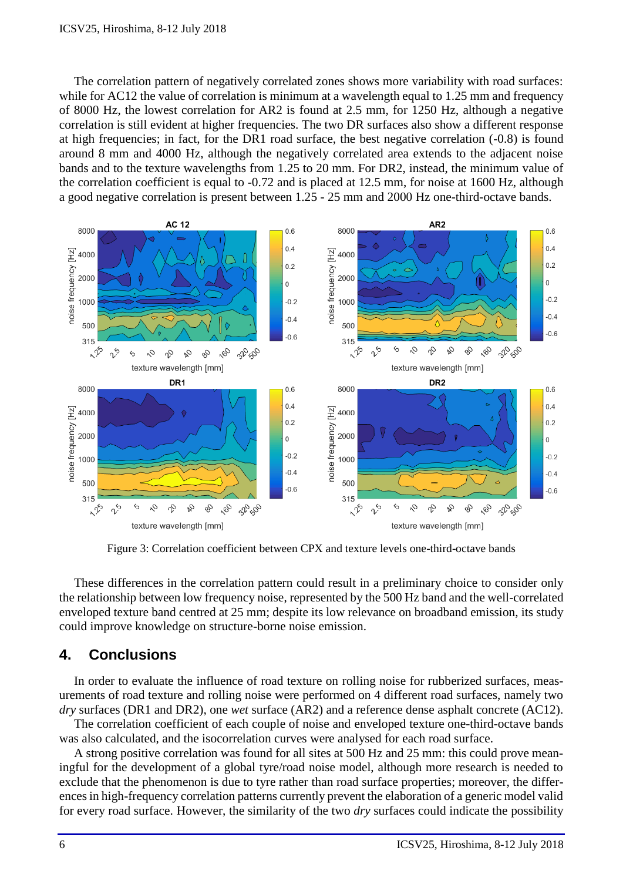The correlation pattern of negatively correlated zones shows more variability with road surfaces: while for AC12 the value of correlation is minimum at a wavelength equal to 1.25 mm and frequency of 8000 Hz, the lowest correlation for AR2 is found at 2.5 mm, for 1250 Hz, although a negative correlation is still evident at higher frequencies. The two DR surfaces also show a different response at high frequencies; in fact, for the DR1 road surface, the best negative correlation (-0.8) is found around 8 mm and 4000 Hz, although the negatively correlated area extends to the adjacent noise bands and to the texture wavelengths from 1.25 to 20 mm. For DR2, instead, the minimum value of the correlation coefficient is equal to -0.72 and is placed at 12.5 mm, for noise at 1600 Hz, although a good negative correlation is present between 1.25 - 25 mm and 2000 Hz one-third-octave bands.

Figure 3: Correlation coefficient between CPX and texture levels one-third-octave bands

These differences in the correlation pattern could result in a preliminary choice to consider only the relationship between low frequency noise, represented by the 500 Hz band and the well-correlated enveloped texture band centred at 25 mm; despite its low relevance on broadband emission, its study could improve knowledge on structure-borne noise emission.

## 4. Conclusions

In order to evaluate the influence of road texture on rolling noise for rubberized surfaces, measurements of road texture and rolling noise were performed on 4 different road surfaces, namely two *dry* surfaces (DR1 and DR2), one *wet* surface (AR2) and a reference dense asphalt concrete (AC12).

The correlation coefficient of each couple of noise and enveloped texture one-third-octave bands was also calculated, and the isocorrelation curves were analysed for each road surface.

A strong positive correlation was found for all sites at 500 Hz and 25 mm: this could prove meaningful for the development of a global tyre/road noise model, although more research is needed to exclude that the phenomenon is due to tyre rather than road surface properties; moreover, the differences in high-frequency correlation patterns currently prevent the elaboration of a generic model valid for every road surface. However, the similarity of the two *dry* surfaces could indicate the possibility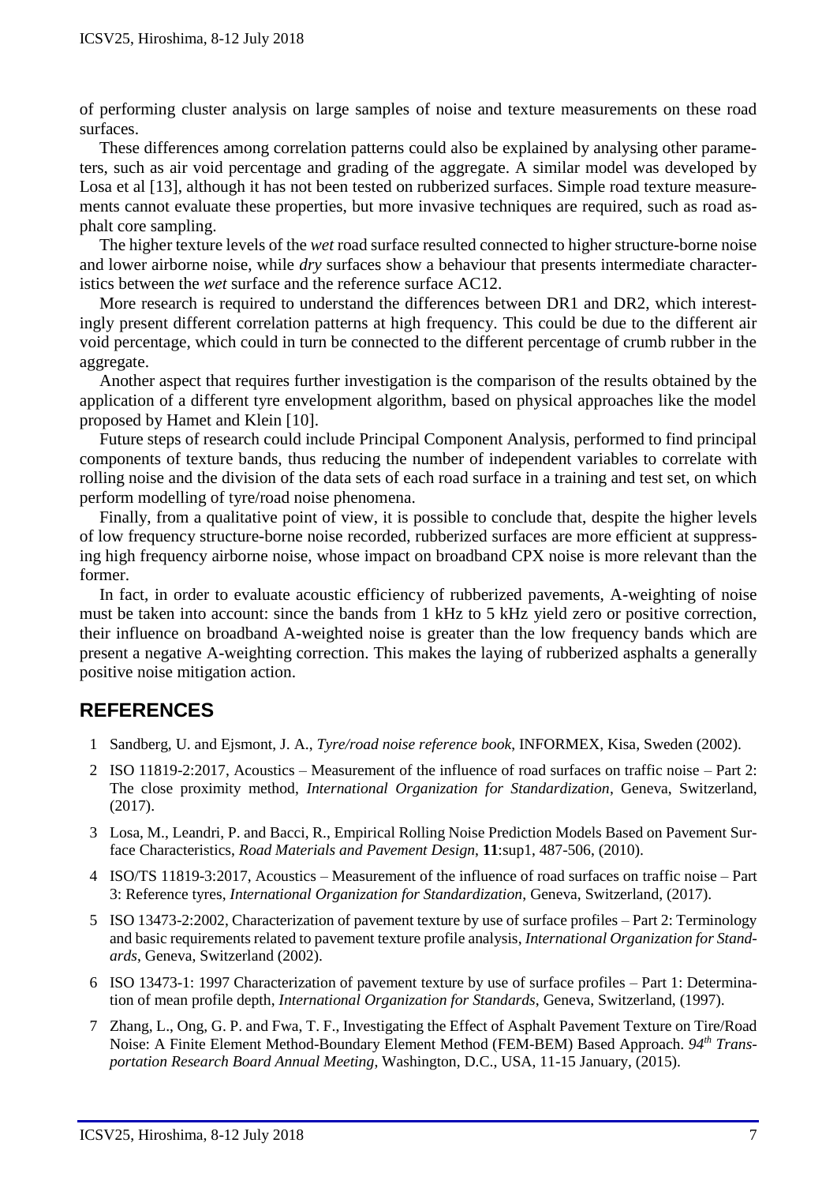of performing cluster analysis on large samples of noise and texture measurements on these road surfaces.

These differences among correlation patterns could also be explained by analysing other parameters, such as air void percentage and grading of the aggregate. A similar model was developed by Losa et al [13], although it has not been tested on rubberized surfaces. Simple road texture measurements cannot evaluate these properties, but more invasive techniques are required, such as road asphalt core sampling.

The higher texture levels of the *wet* road surface resulted connected to higher structure-borne noise and lower airborne noise, while *dry* surfaces show a behaviour that presents intermediate characteristics between the *wet* surface and the reference surface AC12.

More research is required to understand the differences between DR1 and DR2, which interestingly present different correlation patterns at high frequency. This could be due to the different air void percentage, which could in turn be connected to the different percentage of crumb rubber in the aggregate.

Another aspect that requires further investigation is the comparison of the results obtained by the application of a different tyre envelopment algorithm, based on physical approaches like the model proposed by Hamet and Klein [10].

Future steps of research could include Principal Component Analysis, performed to find principal components of texture bands, thus reducing the number of independent variables to correlate with rolling noise and the division of the data sets of each road surface in a training and test set, on which perform modelling of tyre/road noise phenomena.

Finally, from a qualitative point of view, it is possible to conclude that, despite the higher levels of low frequency structure-borne noise recorded, rubberized surfaces are more efficient at suppressing high frequency airborne noise, whose impact on broadband CPX noise is more relevant than the former.

In fact, in order to evaluate acoustic efficiency of rubberized pavements, A-weighting of noise must be taken into account: since the bands from 1 kHz to 5 kHz yield zero or positive correction, their influence on broadband A-weighted noise is greater than the low frequency bands which are present a negative A-weighting correction. This makes the laying of rubberized asphalts a generally positive noise mitigation action.

## REFERENCES

1. Sandberg, U. and Ejsmont, J. A., *Tyre/road noise reference book*, INFORMEX, Kisa, Sweden (2002).
2. ISO 11819-2:2017, Acoustics – Measurement of the influence of road surfaces on traffic noise – Part 2: The close proximity method, *International Organization for Standardization*, Geneva, Switzerland, (2017).
3. Losa, M., Leandri, P. and Bacci, R., Empirical Rolling Noise Prediction Models Based on Pavement Surface Characteristics, *Road Materials and Pavement Design*, **11**:sup1, 487-506, (2010).
4. ISO/TS 11819-3:2017, Acoustics – Measurement of the influence of road surfaces on traffic noise – Part 3: Reference tyres, *International Organization for Standardization*, Geneva, Switzerland, (2017).
5. ISO 13473-2:2002, Characterization of pavement texture by use of surface profiles – Part 2: Terminology and basic requirements related to pavement texture profile analysis, *International Organization for Standards*, Geneva, Switzerland (2002).
6. ISO 13473-1: 1997 Characterization of pavement texture by use of surface profiles – Part 1: Determination of mean profile depth, *International Organization for Standards*, Geneva, Switzerland, (1997).
7. Zhang, L., Ong, G. P. and Fwa, T. F., Investigating the Effect of Asphalt Pavement Texture on Tire/Road Noise: A Finite Element Method-Boundary Element Method (FEM-BEM) Based Approach. *94th Transportation Research Board Annual Meeting*, Washington, D.C., USA, 11-15 January, (2015).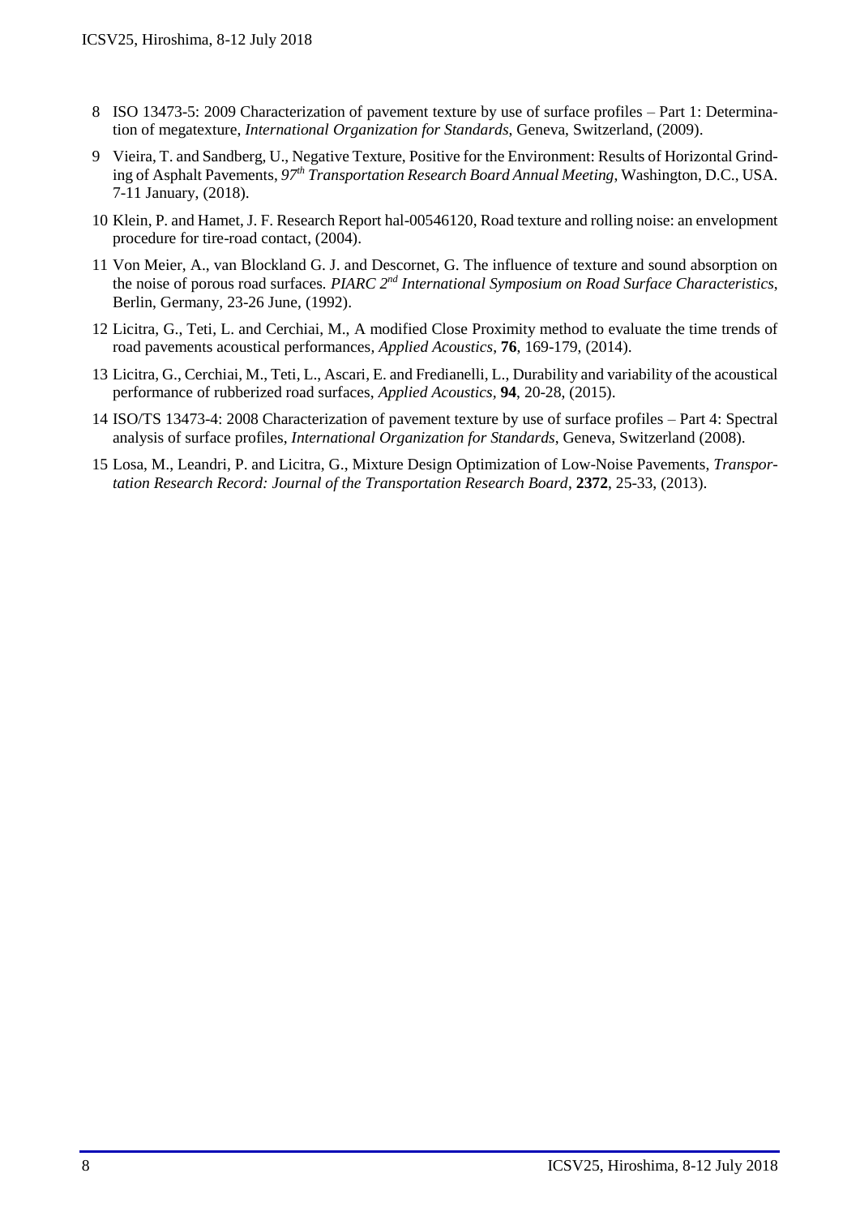8 ISO 13473-5: 2009 Characterization of pavement texture by use of surface profiles – Part 1: Determination of megatexture, *International Organization for Standards*, Geneva, Switzerland, (2009).

9 Vieira, T. and Sandberg, U., Negative Texture, Positive for the Environment: Results of Horizontal Grinding of Asphalt Pavements, *97th Transportation Research Board Annual Meeting*, Washington, D.C., USA. 7-11 January, (2018).

10 Klein, P. and Hamet, J. F. Research Report hal-00546120, Road texture and rolling noise: an envelopment procedure for tire-road contact, (2004).

11 Von Meier, A., van Blockland G. J. and Descornet, G. The influence of texture and sound absorption on the noise of porous road surfaces. *PIARC 2nd International Symposium on Road Surface Characteristics*, Berlin, Germany, 23-26 June, (1992).

12 Licitra, G., Teti, L. and Cerchiai, M., A modified Close Proximity method to evaluate the time trends of road pavements acoustical performances, *Applied Acoustics*, **76**, 169-179, (2014).

13 Licitra, G., Cerchiai, M., Teti, L., Ascari, E. and Fredianelli, L., Durability and variability of the acoustical performance of rubberized road surfaces, *Applied Acoustics*, **94**, 20-28, (2015).

14 ISO/TS 13473-4: 2008 Characterization of pavement texture by use of surface profiles – Part 4: Spectral analysis of surface profiles, *International Organization for Standards*, Geneva, Switzerland (2008).

15 Losa, M., Leandri, P. and Licitra, G., Mixture Design Optimization of Low-Noise Pavements, *Transportation Research Record: Journal of the Transportation Research Board*, **2372**, 25-33, (2013).